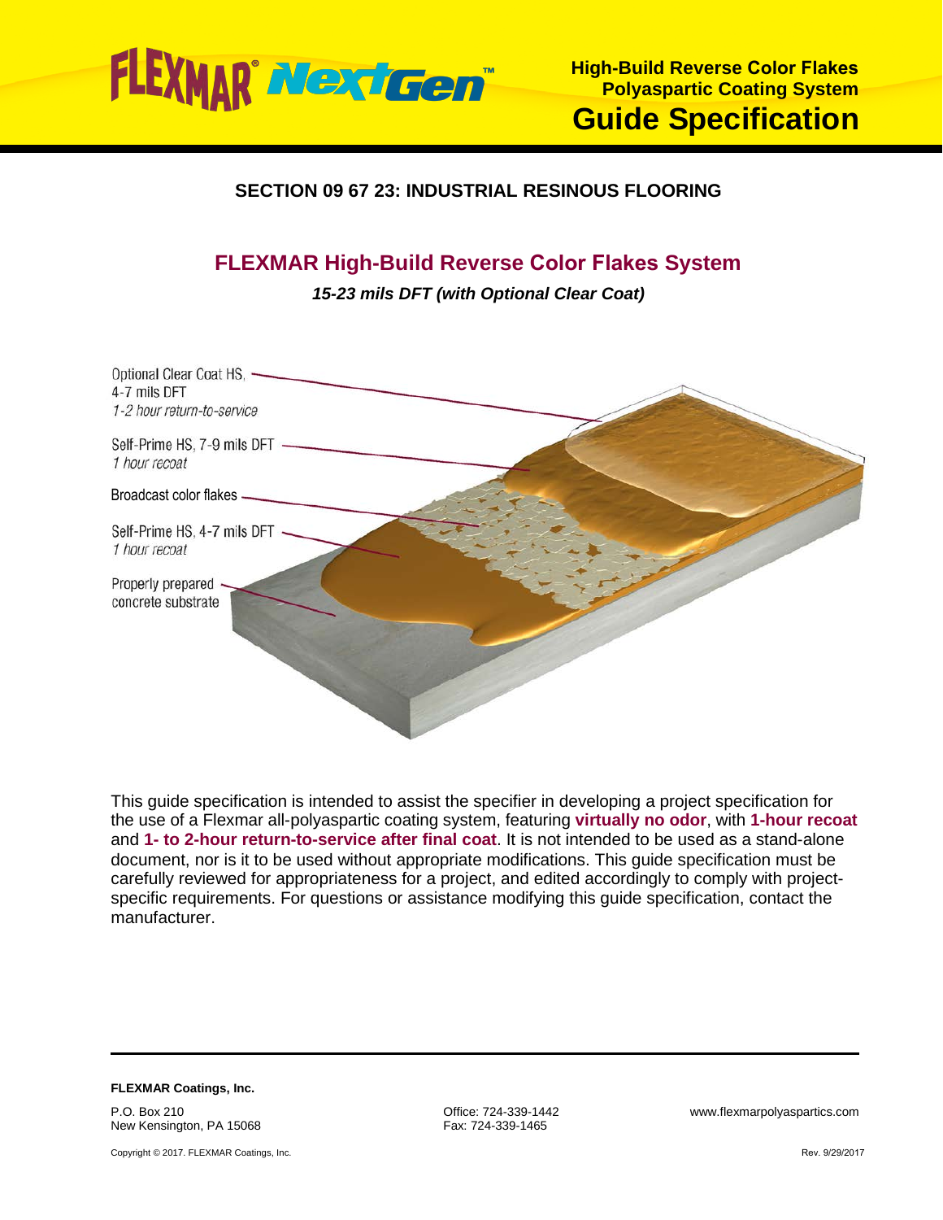# FLEXMAR NextGen™

**High-Build Reverse Color Flakes Polyaspartic Coating System**

## Guide Specification

### SECTION 09 67 23: INDUSTRIAL RESINOUS FLOORING

## FLEXMAR High-Build Reverse Color Flakes System

***15-23 mils DFT (with Optional Clear Coat)***

Optional Clear Coat HS, 4-7 mils DFT
*1-2 hour return-to-service*

Self-Prime HS, 7-9 mils DFT
*1 hour recoat*

Broadcast color flakes

Self-Prime HS, 4-7 mils DFT
*1 hour recoat*

Properly prepared concrete substrate

This guide specification is intended to assist the specifier in developing a project specification for the use of a Flexmar all-polyaspartic coating system, featuring **virtually no odor**, with **1-hour recoat** and **1- to 2-hour return-to-service after final coat**. It is not intended to be used as a stand-alone document, nor is it to be used without appropriate modifications. This guide specification must be carefully reviewed for appropriateness for a project, and edited accordingly to comply with project-specific requirements. For questions or assistance modifying this guide specification, contact the manufacturer.

**FLEXMAR Coatings, Inc.**

P.O. Box 210
New Kensington, PA 15068

Office: 724-339-1442
Fax: 724-339-1465

www.flexmarpolyaspartics.com

Copyright © 2017. FLEXMAR Coatings, Inc.

Rev. 9/29/2017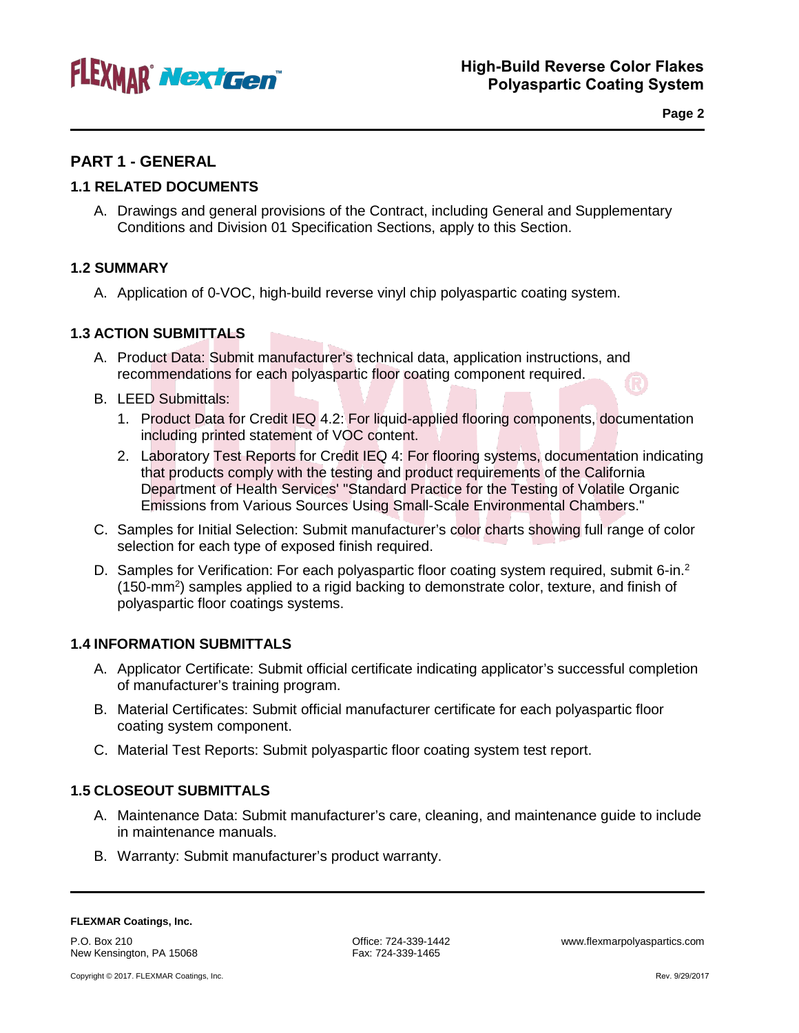## PART 1 - GENERAL

### 1.1 RELATED DOCUMENTS

A. Drawings and general provisions of the Contract, including General and Supplementary Conditions and Division 01 Specification Sections, apply to this Section.

### 1.2 SUMMARY

A. Application of 0-VOC, high-build reverse vinyl chip polyaspartic coating system.

### 1.3 ACTION SUBMITTALS

A. Product Data: Submit manufacturer's technical data, application instructions, and recommendations for each polyaspartic floor coating component required.

B. LEED Submittals:

1. Product Data for Credit IEQ 4.2: For liquid-applied flooring components, documentation including printed statement of VOC content.
2. Laboratory Test Reports for Credit IEQ 4: For flooring systems, documentation indicating that products comply with the testing and product requirements of the California Department of Health Services' "Standard Practice for the Testing of Volatile Organic Emissions from Various Sources Using Small-Scale Environmental Chambers."

C. Samples for Initial Selection: Submit manufacturer's color charts showing full range of color selection for each type of exposed finish required.

D. Samples for Verification: For each polyaspartic floor coating system required, submit 6-in.$^2$ (150-mm$^2$) samples applied to a rigid backing to demonstrate color, texture, and finish of polyaspartic floor coatings systems.

### 1.4 INFORMATION SUBMITTALS

A. Applicator Certificate: Submit official certificate indicating applicator's successful completion of manufacturer's training program.

B. Material Certificates: Submit official manufacturer certificate for each polyaspartic floor coating system component.

C. Material Test Reports: Submit polyaspartic floor coating system test report.

### 1.5 CLOSEOUT SUBMITTALS

A. Maintenance Data: Submit manufacturer's care, cleaning, and maintenance guide to include in maintenance manuals.

B. Warranty: Submit manufacturer's product warranty.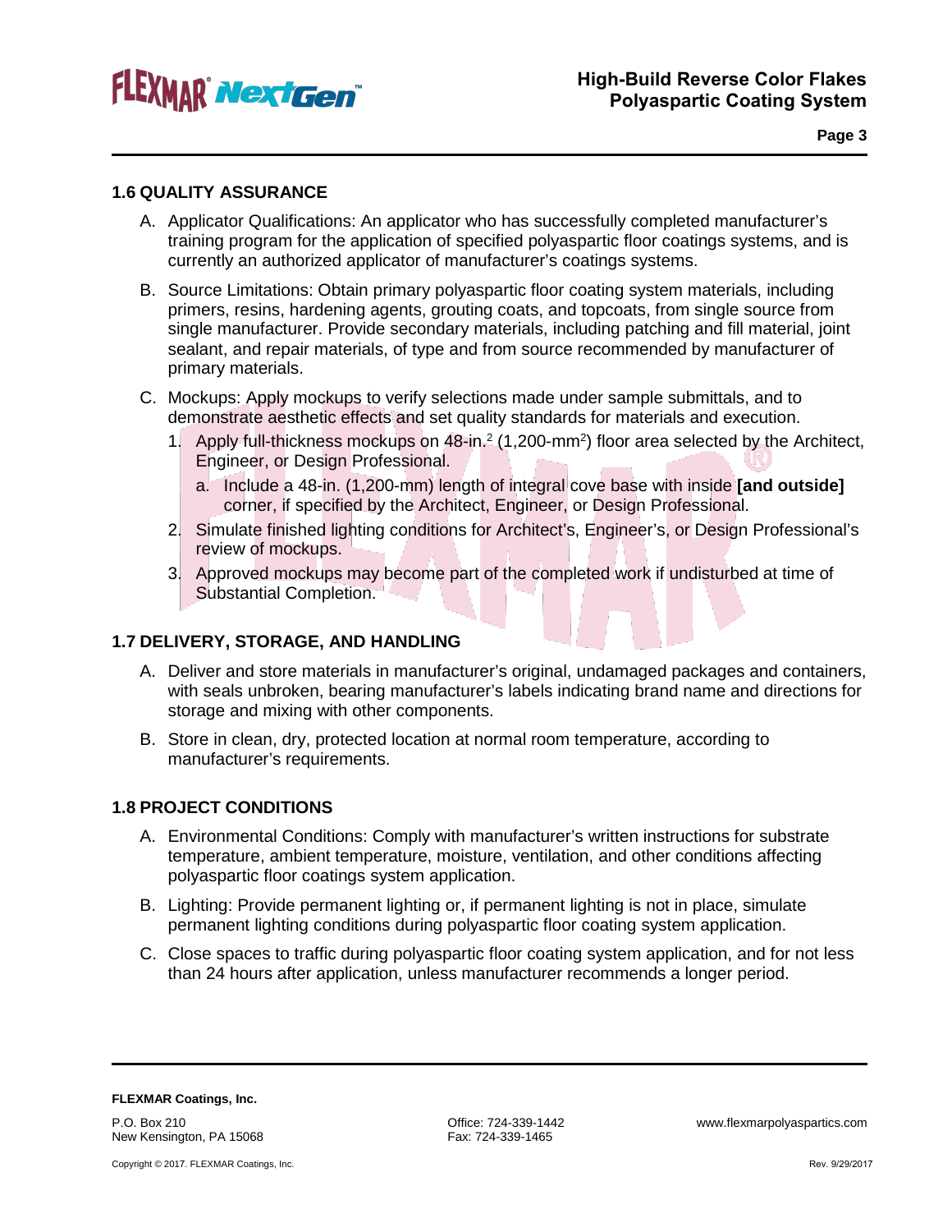## 1.6 QUALITY ASSURANCE

A. Applicator Qualifications: An applicator who has successfully completed manufacturer's training program for the application of specified polyaspartic floor coatings systems, and is currently an authorized applicator of manufacturer's coatings systems.

B. Source Limitations: Obtain primary polyaspartic floor coating system materials, including primers, resins, hardening agents, grouting coats, and topcoats, from single source from single manufacturer. Provide secondary materials, including patching and fill material, joint sealant, and repair materials, of type and from source recommended by manufacturer of primary materials.

C. Mockups: Apply mockups to verify selections made under sample submittals, and to demonstrate aesthetic effects and set quality standards for materials and execution.

   1. Apply full-thickness mockups on 48-in.$^2$ (1,200-mm$^2$) floor area selected by the Architect, Engineer, or Design Professional.

      a. Include a 48-in. (1,200-mm) length of integral cove base with inside **[and outside]** corner, if specified by the Architect, Engineer, or Design Professional.

   2. Simulate finished lighting conditions for Architect's, Engineer's, or Design Professional's review of mockups.

   3. Approved mockups may become part of the completed work if undisturbed at time of Substantial Completion.

## 1.7 DELIVERY, STORAGE, AND HANDLING

A. Deliver and store materials in manufacturer's original, undamaged packages and containers, with seals unbroken, bearing manufacturer's labels indicating brand name and directions for storage and mixing with other components.

B. Store in clean, dry, protected location at normal room temperature, according to manufacturer's requirements.

## 1.8 PROJECT CONDITIONS

A. Environmental Conditions: Comply with manufacturer's written instructions for substrate temperature, ambient temperature, moisture, ventilation, and other conditions affecting polyaspartic floor coatings system application.

B. Lighting: Provide permanent lighting or, if permanent lighting is not in place, simulate permanent lighting conditions during polyaspartic floor coating system application.

C. Close spaces to traffic during polyaspartic floor coating system application, and for not less than 24 hours after application, unless manufacturer recommends a longer period.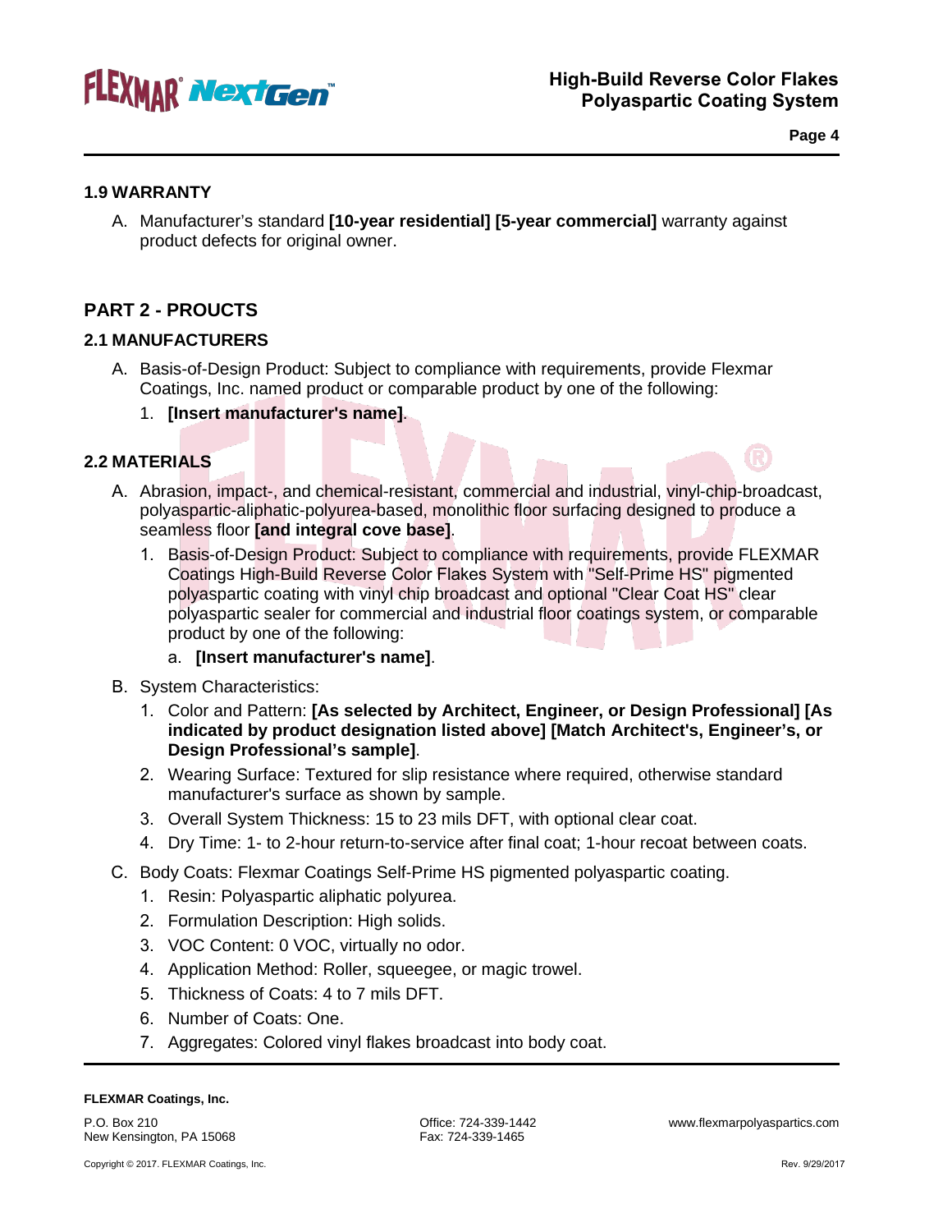## 1.9 WARRANTY

A. Manufacturer's standard **[10-year residential] [5-year commercial]** warranty against product defects for original owner.

## PART 2 - PROUCTS

### 2.1 MANUFACTURERS

A. Basis-of-Design Product: Subject to compliance with requirements, provide Flexmar Coatings, Inc. named product or comparable product by one of the following:

   1. **[Insert manufacturer's name]**.

### 2.2 MATERIALS

A. Abrasion, impact-, and chemical-resistant, commercial and industrial, vinyl-chip-broadcast, polyaspartic-aliphatic-polyurea-based, monolithic floor surfacing designed to produce a seamless floor **[and integral cove base]**.

   1. Basis-of-Design Product: Subject to compliance with requirements, provide FLEXMAR Coatings High-Build Reverse Color Flakes System with "Self-Prime HS" pigmented polyaspartic coating with vinyl chip broadcast and optional "Clear Coat HS" clear polyaspartic sealer for commercial and industrial floor coatings system, or comparable product by one of the following:

      a. **[Insert manufacturer's name]**.

B. System Characteristics:

   1. Color and Pattern: **[As selected by Architect, Engineer, or Design Professional] [As indicated by product designation listed above] [Match Architect's, Engineer's, or Design Professional's sample]**.
   2. Wearing Surface: Textured for slip resistance where required, otherwise standard manufacturer's surface as shown by sample.
   3. Overall System Thickness: 15 to 23 mils DFT, with optional clear coat.
   4. Dry Time: 1- to 2-hour return-to-service after final coat; 1-hour recoat between coats.

C. Body Coats: Flexmar Coatings Self-Prime HS pigmented polyaspartic coating.

   1. Resin: Polyaspartic aliphatic polyurea.
   2. Formulation Description: High solids.
   3. VOC Content: 0 VOC, virtually no odor.
   4. Application Method: Roller, squeegee, or magic trowel.
   5. Thickness of Coats: 4 to 7 mils DFT.
   6. Number of Coats: One.
   7. Aggregates: Colored vinyl flakes broadcast into body coat.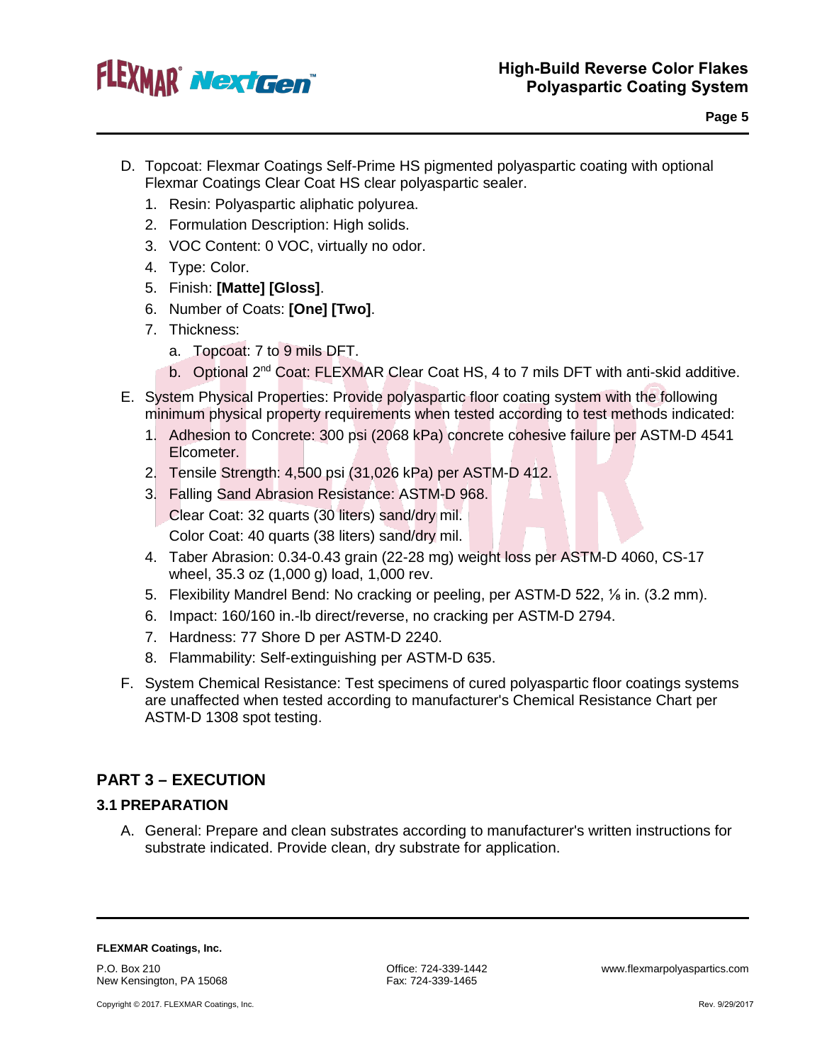D. Topcoat: Flexmar Coatings Self-Prime HS pigmented polyaspartic coating with optional Flexmar Coatings Clear Coat HS clear polyaspartic sealer.

1. Resin: Polyaspartic aliphatic polyurea.
2. Formulation Description: High solids.
3. VOC Content: 0 VOC, virtually no odor.
4. Type: Color.
5. Finish: **[Matte] [Gloss]**.
6. Number of Coats: **[One] [Two]**.
7. Thickness:
   a. Topcoat: 7 to 9 mils DFT.
   b. Optional 2nd Coat: FLEXMAR Clear Coat HS, 4 to 7 mils DFT with anti-skid additive.

E. System Physical Properties: Provide polyaspartic floor coating system with the following minimum physical property requirements when tested according to test methods indicated:

1. Adhesion to Concrete: 300 psi (2068 kPa) concrete cohesive failure per ASTM-D 4541 Elcometer.
2. Tensile Strength: 4,500 psi (31,026 kPa) per ASTM-D 412.
3. Falling Sand Abrasion Resistance: ASTM-D 968.
   Clear Coat: 32 quarts (30 liters) sand/dry mil.
   Color Coat: 40 quarts (38 liters) sand/dry mil.
4. Taber Abrasion: 0.34-0.43 grain (22-28 mg) weight loss per ASTM-D 4060, CS-17 wheel, 35.3 oz (1,000 g) load, 1,000 rev.
5. Flexibility Mandrel Bend: No cracking or peeling, per ASTM-D 522, ⅛ in. (3.2 mm).
6. Impact: 160/160 in.-lb direct/reverse, no cracking per ASTM-D 2794.
7. Hardness: 77 Shore D per ASTM-D 2240.
8. Flammability: Self-extinguishing per ASTM-D 635.

F. System Chemical Resistance: Test specimens of cured polyaspartic floor coatings systems are unaffected when tested according to manufacturer's Chemical Resistance Chart per ASTM-D 1308 spot testing.

## PART 3 – EXECUTION

### 3.1 PREPARATION

A. General: Prepare and clean substrates according to manufacturer's written instructions for substrate indicated. Provide clean, dry substrate for application.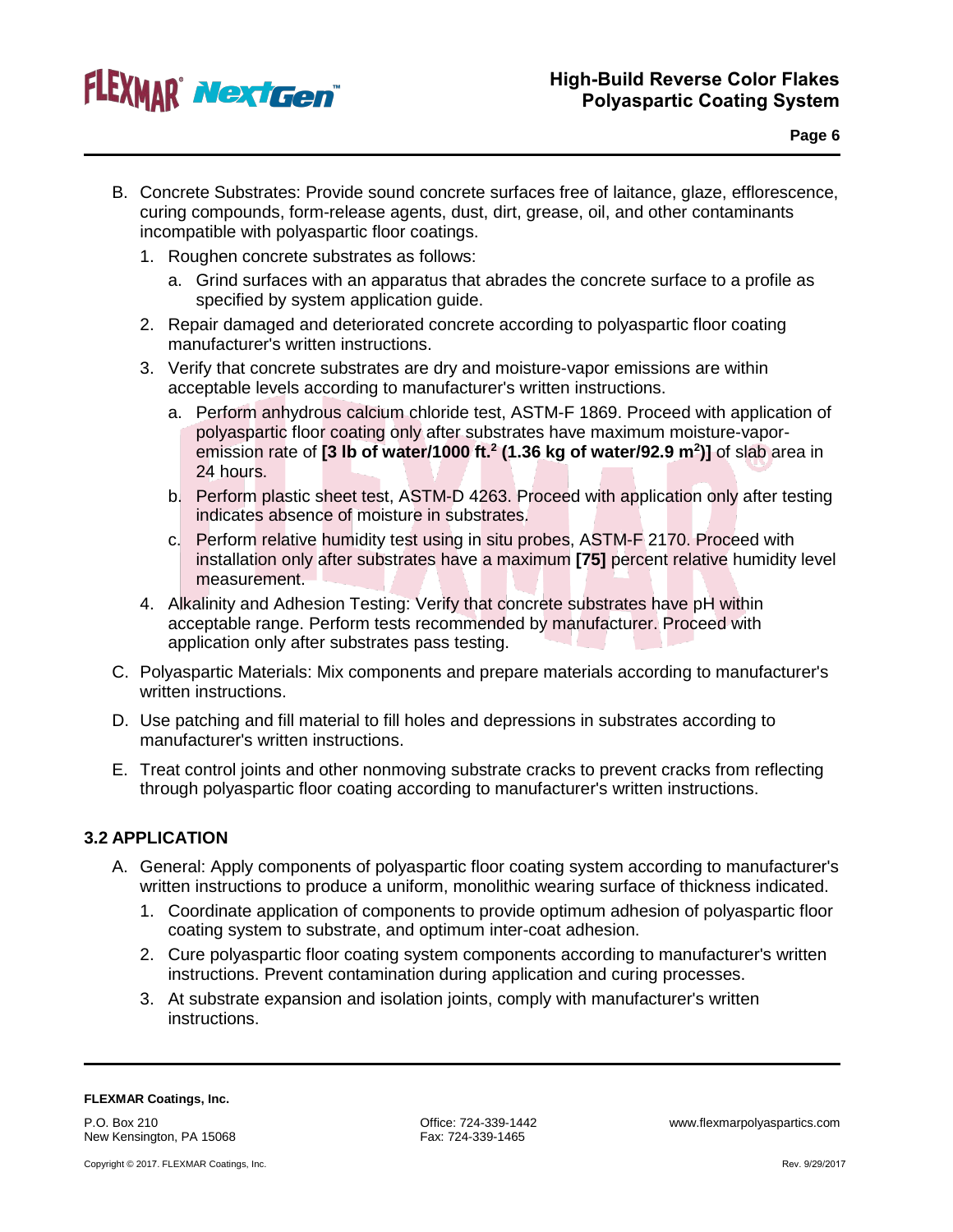B. Concrete Substrates: Provide sound concrete surfaces free of laitance, glaze, efflorescence, curing compounds, form-release agents, dust, dirt, grease, oil, and other contaminants incompatible with polyaspartic floor coatings.

   1. Roughen concrete substrates as follows:
      a. Grind surfaces with an apparatus that abrades the concrete surface to a profile as specified by system application guide.
   2. Repair damaged and deteriorated concrete according to polyaspartic floor coating manufacturer's written instructions.
   3. Verify that concrete substrates are dry and moisture-vapor emissions are within acceptable levels according to manufacturer's written instructions.
      a. Perform anhydrous calcium chloride test, ASTM-F 1869. Proceed with application of polyaspartic floor coating only after substrates have maximum moisture-vapor-emission rate of **[3 lb of water/1000 ft.$^2$ (1.36 kg of water/92.9 m$^2$)]** of slab area in 24 hours.
      b. Perform plastic sheet test, ASTM-D 4263. Proceed with application only after testing indicates absence of moisture in substrates.
      c. Perform relative humidity test using in situ probes, ASTM-F 2170. Proceed with installation only after substrates have a maximum **[75]** percent relative humidity level measurement.
   4. Alkalinity and Adhesion Testing: Verify that concrete substrates have pH within acceptable range. Perform tests recommended by manufacturer. Proceed with application only after substrates pass testing.

C. Polyaspartic Materials: Mix components and prepare materials according to manufacturer's written instructions.

D. Use patching and fill material to fill holes and depressions in substrates according to manufacturer's written instructions.

E. Treat control joints and other nonmoving substrate cracks to prevent cracks from reflecting through polyaspartic floor coating according to manufacturer's written instructions.

### 3.2 APPLICATION

A. General: Apply components of polyaspartic floor coating system according to manufacturer's written instructions to produce a uniform, monolithic wearing surface of thickness indicated.

   1. Coordinate application of components to provide optimum adhesion of polyaspartic floor coating system to substrate, and optimum inter-coat adhesion.
   2. Cure polyaspartic floor coating system components according to manufacturer's written instructions. Prevent contamination during application and curing processes.
   3. At substrate expansion and isolation joints, comply with manufacturer's written instructions.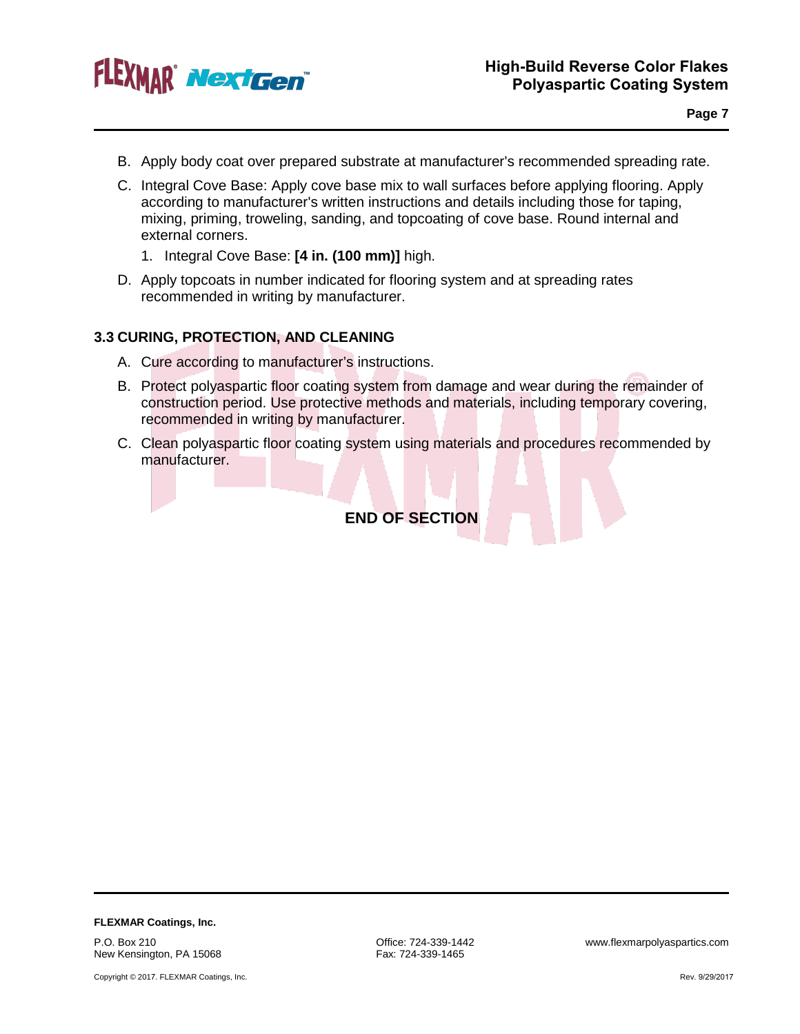B. Apply body coat over prepared substrate at manufacturer's recommended spreading rate.

C. Integral Cove Base: Apply cove base mix to wall surfaces before applying flooring. Apply according to manufacturer's written instructions and details including those for taping, mixing, priming, troweling, sanding, and topcoating of cove base. Round internal and external corners.

   1. Integral Cove Base: **[4 in. (100 mm)]** high.

D. Apply topcoats in number indicated for flooring system and at spreading rates recommended in writing by manufacturer.

### 3.3 CURING, PROTECTION, AND CLEANING

A. Cure according to manufacturer's instructions.

B. Protect polyaspartic floor coating system from damage and wear during the remainder of construction period. Use protective methods and materials, including temporary covering, recommended in writing by manufacturer.

C. Clean polyaspartic floor coating system using materials and procedures recommended by manufacturer.

**END OF SECTION**